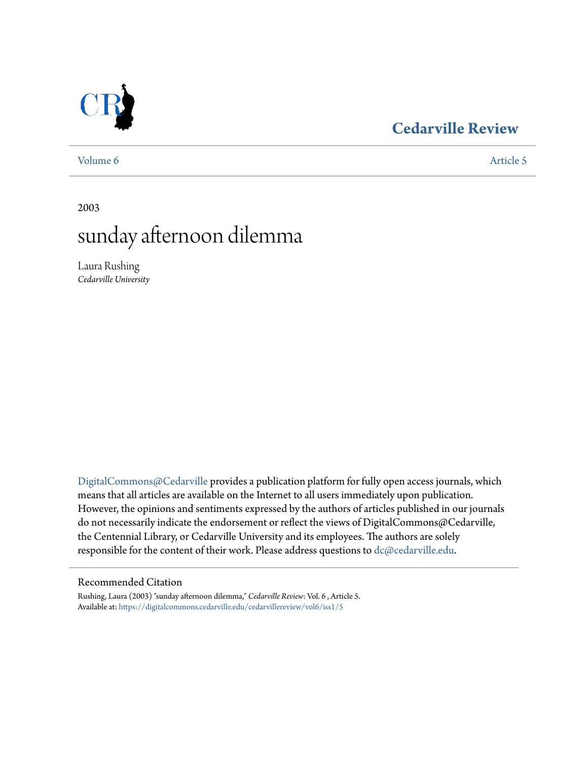# Cedarville Review

Volume 6 | Article 5

2003

# sunday afternoon dilemma

Laura Rushing
*Cedarville University*

DigitalCommons@Cedarville provides a publication platform for fully open access journals, which means that all articles are available on the Internet to all users immediately upon publication. However, the opinions and sentiments expressed by the authors of articles published in our journals do not necessarily indicate the endorsement or reflect the views of DigitalCommons@Cedarville, the Centennial Library, or Cedarville University and its employees. The authors are solely responsible for the content of their work. Please address questions to dc@cedarville.edu.

## Recommended Citation

Rushing, Laura (2003) "sunday afternoon dilemma," *Cedarville Review*: Vol. 6 , Article 5.
Available at: https://digitalcommons.cedarville.edu/cedarvillereview/vol6/iss1/5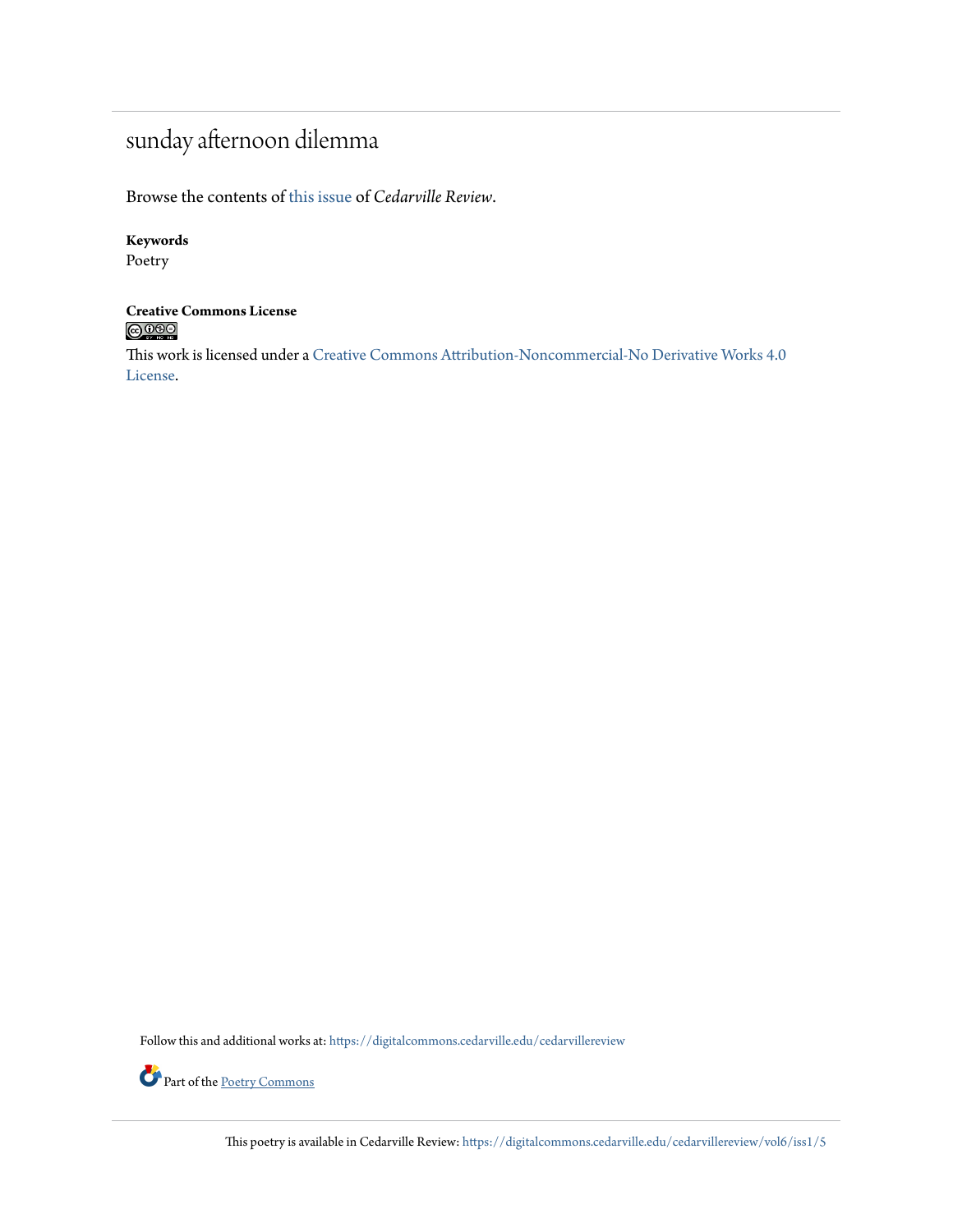# sunday afternoon dilemma

Browse the contents of this issue of *Cedarville Review*.

**Keywords**
Poetry

**Creative Commons License**

This work is licensed under a Creative Commons Attribution-Noncommercial-No Derivative Works 4.0 License.

Follow this and additional works at: https://digitalcommons.cedarville.edu/cedarvillereview

Part of the Poetry Commons

This poetry is available in Cedarville Review: https://digitalcommons.cedarville.edu/cedarvillereview/vol6/iss1/5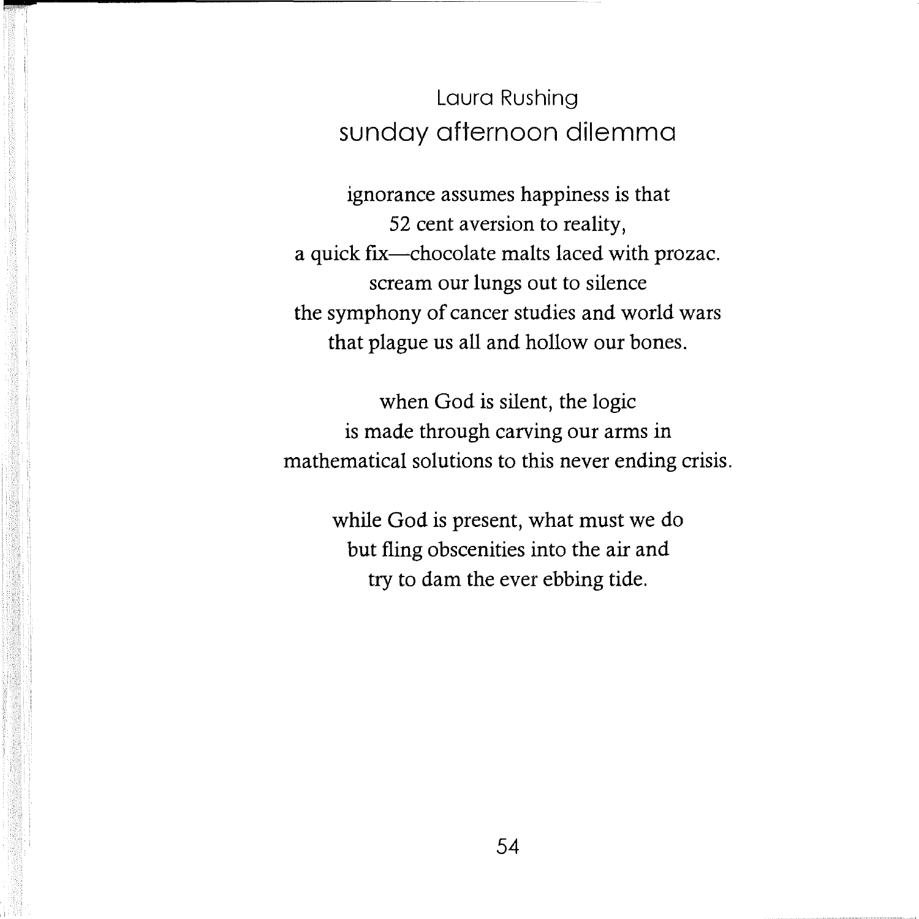Laura Rushing

## sunday afternoon dilemma

ignorance assumes happiness is that  
52 cent aversion to reality,  
a quick fix—chocolate malts laced with prozac.  
scream our lungs out to silence  
the symphony of cancer studies and world wars  
that plague us all and hollow our bones.

when God is silent, the logic  
is made through carving our arms in  
mathematical solutions to this never ending crisis.

while God is present, what must we do  
but fling obscenities into the air and  
try to dam the ever ebbing tide.